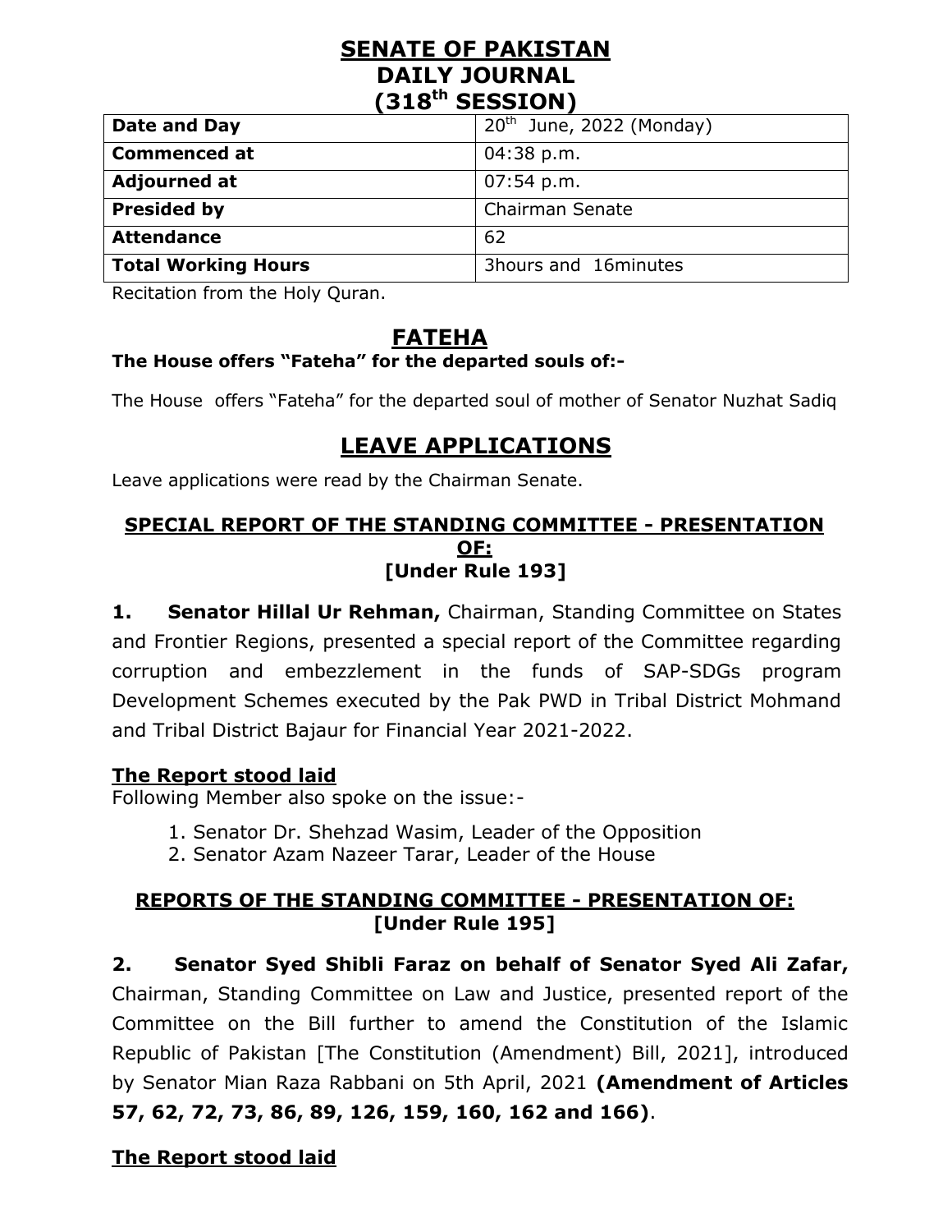# SENATE OF PAKISTAN
# DAILY JOURNAL
# (318th SESSION)

| Date and Day | 20th June, 2022 (Monday) |
|---|---|
| Commenced at | 04:38 p.m. |
| Adjourned at | 07:54 p.m. |
| Presided by | Chairman Senate |
| Attendance | 62 |
| Total Working Hours | 3hours and 16minutes |

Recitation from the Holy Quran.

## FATEHA

**The House offers "Fateha" for the departed souls of:-**

The House offers "Fateha" for the departed soul of mother of Senator Nuzhat Sadiq

## LEAVE APPLICATIONS

Leave applications were read by the Chairman Senate.

### SPECIAL REPORT OF THE STANDING COMMITTEE - PRESENTATION OF:
### [Under Rule 193]

**1. Senator Hillal Ur Rehman,** Chairman, Standing Committee on States and Frontier Regions, presented a special report of the Committee regarding corruption and embezzlement in the funds of SAP-SDGs program Development Schemes executed by the Pak PWD in Tribal District Mohmand and Tribal District Bajaur for Financial Year 2021-2022.

**The Report stood laid**

Following Member also spoke on the issue:-

1. Senator Dr. Shehzad Wasim, Leader of the Opposition
2. Senator Azam Nazeer Tarar, Leader of the House

### REPORTS OF THE STANDING COMMITTEE - PRESENTATION OF:
### [Under Rule 195]

**2. Senator Syed Shibli Faraz on behalf of Senator Syed Ali Zafar,** Chairman, Standing Committee on Law and Justice, presented report of the Committee on the Bill further to amend the Constitution of the Islamic Republic of Pakistan [The Constitution (Amendment) Bill, 2021], introduced by Senator Mian Raza Rabbani on 5th April, 2021 **(Amendment of Articles 57, 62, 72, 73, 86, 89, 126, 159, 160, 162 and 166)**.

**The Report stood laid**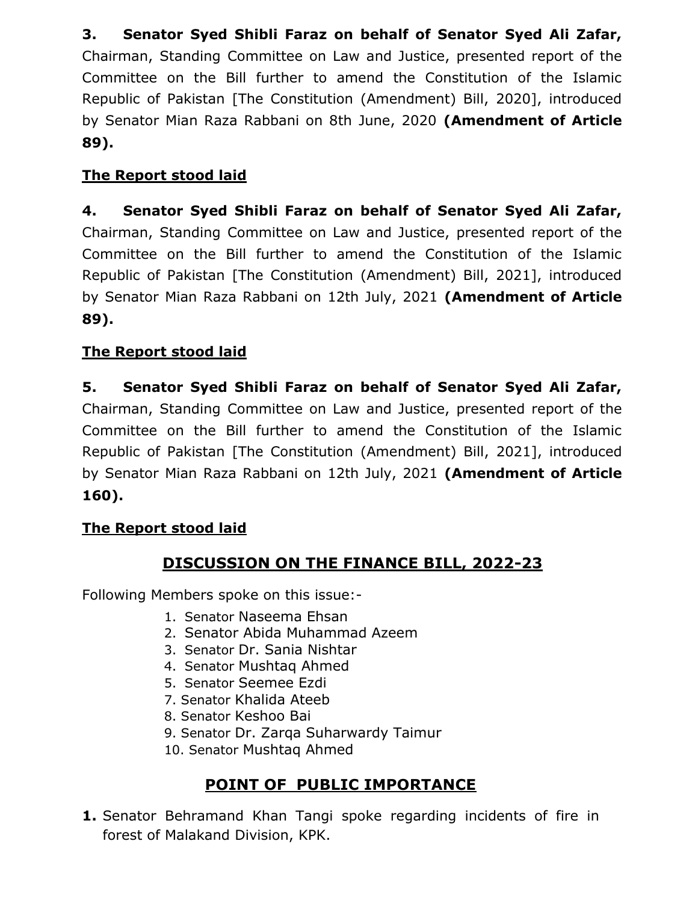**3. Senator Syed Shibli Faraz on behalf of Senator Syed Ali Zafar,** Chairman, Standing Committee on Law and Justice, presented report of the Committee on the Bill further to amend the Constitution of the Islamic Republic of Pakistan [The Constitution (Amendment) Bill, 2020], introduced by Senator Mian Raza Rabbani on 8th June, 2020 **(Amendment of Article 89).**

**The Report stood laid**

**4. Senator Syed Shibli Faraz on behalf of Senator Syed Ali Zafar,** Chairman, Standing Committee on Law and Justice, presented report of the Committee on the Bill further to amend the Constitution of the Islamic Republic of Pakistan [The Constitution (Amendment) Bill, 2021], introduced by Senator Mian Raza Rabbani on 12th July, 2021 **(Amendment of Article 89).**

**The Report stood laid**

**5. Senator Syed Shibli Faraz on behalf of Senator Syed Ali Zafar,** Chairman, Standing Committee on Law and Justice, presented report of the Committee on the Bill further to amend the Constitution of the Islamic Republic of Pakistan [The Constitution (Amendment) Bill, 2021], introduced by Senator Mian Raza Rabbani on 12th July, 2021 **(Amendment of Article 160).**

**The Report stood laid**

## DISCUSSION ON THE FINANCE BILL, 2022-23

Following Members spoke on this issue:-

1. Senator Naseema Ehsan
2. Senator Abida Muhammad Azeem
3. Senator Dr. Sania Nishtar
4. Senator Mushtaq Ahmed
5. Senator Seemee Ezdi

7\. Senator Khalida Ateeb
8\. Senator Keshoo Bai
9\. Senator Dr. Zarqa Suharwardy Taimur
10\. Senator Mushtaq Ahmed

## POINT OF PUBLIC IMPORTANCE

**1.** Senator Behramand Khan Tangi spoke regarding incidents of fire in forest of Malakand Division, KPK.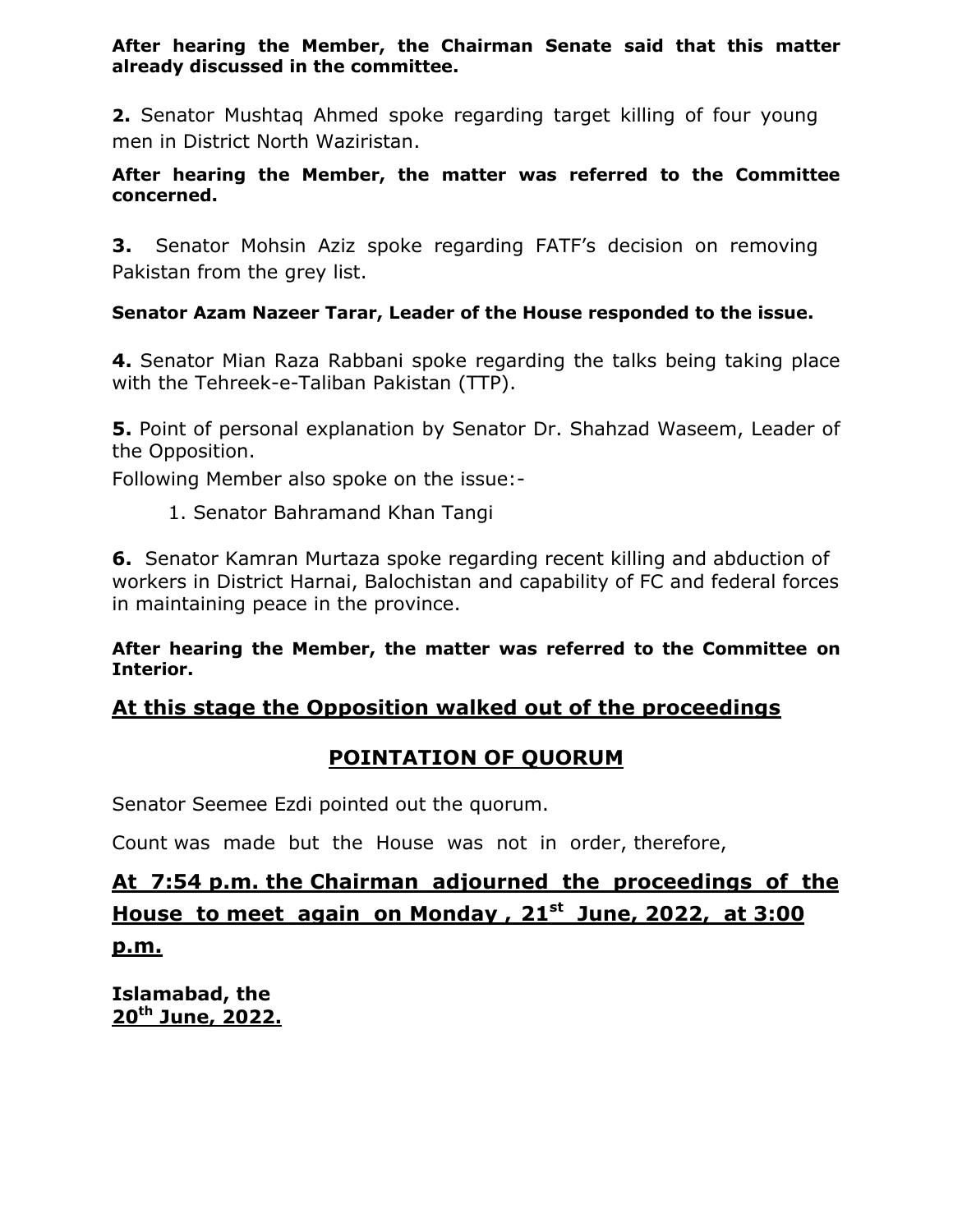**After hearing the Member, the Chairman Senate said that this matter already discussed in the committee.**

**2.** Senator Mushtaq Ahmed spoke regarding target killing of four young men in District North Waziristan.

**After hearing the Member, the matter was referred to the Committee concerned.**

**3.** Senator Mohsin Aziz spoke regarding FATF's decision on removing Pakistan from the grey list.

**Senator Azam Nazeer Tarar, Leader of the House responded to the issue.**

**4.** Senator Mian Raza Rabbani spoke regarding the talks being taking place with the Tehreek-e-Taliban Pakistan (TTP).

**5.** Point of personal explanation by Senator Dr. Shahzad Waseem, Leader of the Opposition.

Following Member also spoke on the issue:-

1. Senator Bahramand Khan Tangi

**6.** Senator Kamran Murtaza spoke regarding recent killing and abduction of workers in District Harnai, Balochistan and capability of FC and federal forces in maintaining peace in the province.

**After hearing the Member, the matter was referred to the Committee on Interior.**

## At this stage the Opposition walked out of the proceedings

## POINTATION OF QUORUM

Senator Seemee Ezdi pointed out the quorum.

Count was made but the House was not in order, therefore,

## At 7:54 p.m. the Chairman adjourned the proceedings of the House to meet again on Monday , 21st June, 2022, at 3:00 p.m.

**Islamabad, the**
**20th June, 2022.**